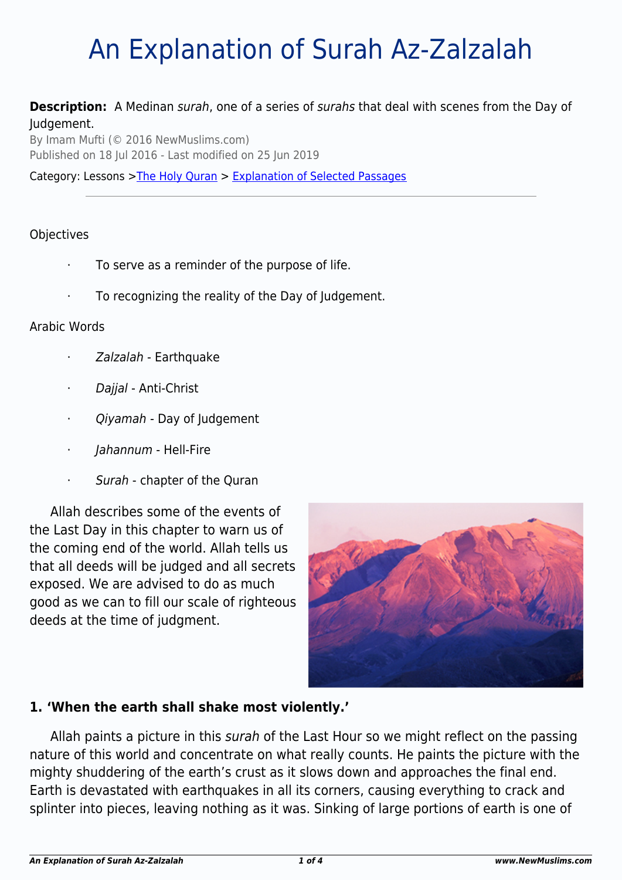# An Explanation of Surah Az-Zalzalah

**Description:** A Medinan *surah*, one of a series of *surahs* that deal with scenes from the Day of Judgement.

By Imam Mufti (© 2016 NewMuslims.com)
Published on 18 Jul 2016 - Last modified on 25 Jun 2019

Category: Lessons >The Holy Quran > Explanation of Selected Passages

---

Objectives

- To serve as a reminder of the purpose of life.
- To recognizing the reality of the Day of Judgement.

Arabic Words

- *Zalzalah* - Earthquake
- *Dajjal* - Anti-Christ
- *Qiyamah* - Day of Judgement
- *Jahannum* - Hell-Fire
- *Surah* - chapter of the Quran

Allah describes some of the events of the Last Day in this chapter to warn us of the coming end of the world. Allah tells us that all deeds will be judged and all secrets exposed. We are advised to do as much good as we can to fill our scale of righteous deeds at the time of judgment.

### 1. 'When the earth shall shake most violently.'

Allah paints a picture in this *surah* of the Last Hour so we might reflect on the passing nature of this world and concentrate on what really counts. He paints the picture with the mighty shuddering of the earth's crust as it slows down and approaches the final end. Earth is devastated with earthquakes in all its corners, causing everything to crack and splinter into pieces, leaving nothing as it was. Sinking of large portions of earth is one of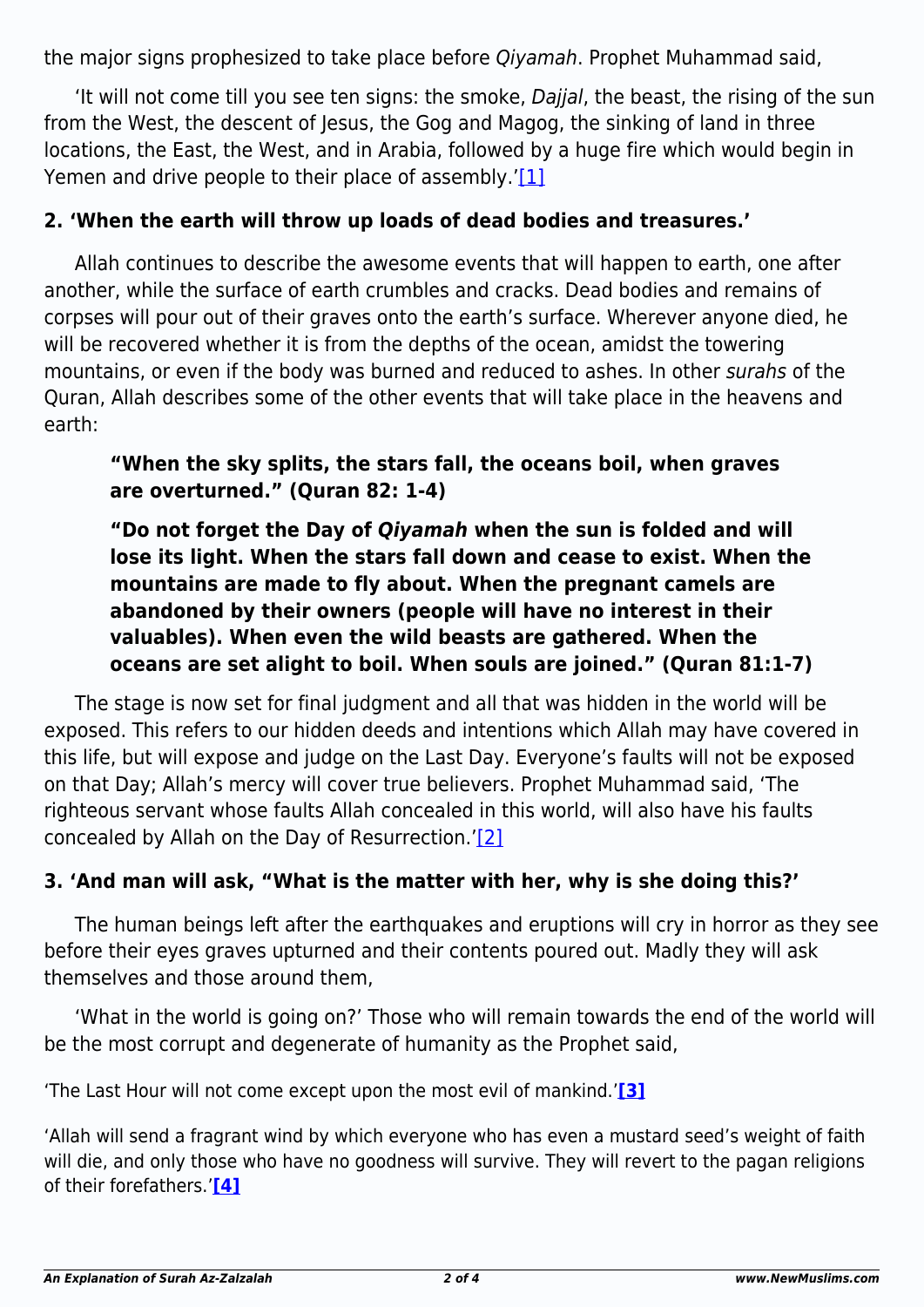the major signs prophesized to take place before *Qiyamah*. Prophet Muhammad said,

'It will not come till you see ten signs: the smoke, *Dajjal*, the beast, the rising of the sun from the West, the descent of Jesus, the Gog and Magog, the sinking of land in three locations, the East, the West, and in Arabia, followed by a huge fire which would begin in Yemen and drive people to their place of assembly.'[1]

### 2. 'When the earth will throw up loads of dead bodies and treasures.'

Allah continues to describe the awesome events that will happen to earth, one after another, while the surface of earth crumbles and cracks. Dead bodies and remains of corpses will pour out of their graves onto the earth's surface. Wherever anyone died, he will be recovered whether it is from the depths of the ocean, amidst the towering mountains, or even if the body was burned and reduced to ashes. In other *surahs* of the Quran, Allah describes some of the other events that will take place in the heavens and earth:

> **"When the sky splits, the stars fall, the oceans boil, when graves are overturned." (Quran 82: 1-4)**
>
> **"Do not forget the Day of *Qiyamah* when the sun is folded and will lose its light. When the stars fall down and cease to exist. When the mountains are made to fly about. When the pregnant camels are abandoned by their owners (people will have no interest in their valuables). When even the wild beasts are gathered. When the oceans are set alight to boil. When souls are joined." (Quran 81:1-7)**

The stage is now set for final judgment and all that was hidden in the world will be exposed. This refers to our hidden deeds and intentions which Allah may have covered in this life, but will expose and judge on the Last Day. Everyone's faults will not be exposed on that Day; Allah's mercy will cover true believers. Prophet Muhammad said, 'The righteous servant whose faults Allah concealed in this world, will also have his faults concealed by Allah on the Day of Resurrection.'[2]

### 3. 'And man will ask, "What is the matter with her, why is she doing this?'

The human beings left after the earthquakes and eruptions will cry in horror as they see before their eyes graves upturned and their contents poured out. Madly they will ask themselves and those around them,

'What in the world is going on?' Those who will remain towards the end of the world will be the most corrupt and degenerate of humanity as the Prophet said,

'The Last Hour will not come except upon the most evil of mankind.'**[3]**

'Allah will send a fragrant wind by which everyone who has even a mustard seed's weight of faith will die, and only those who have no goodness will survive. They will revert to the pagan religions of their forefathers.'**[4]**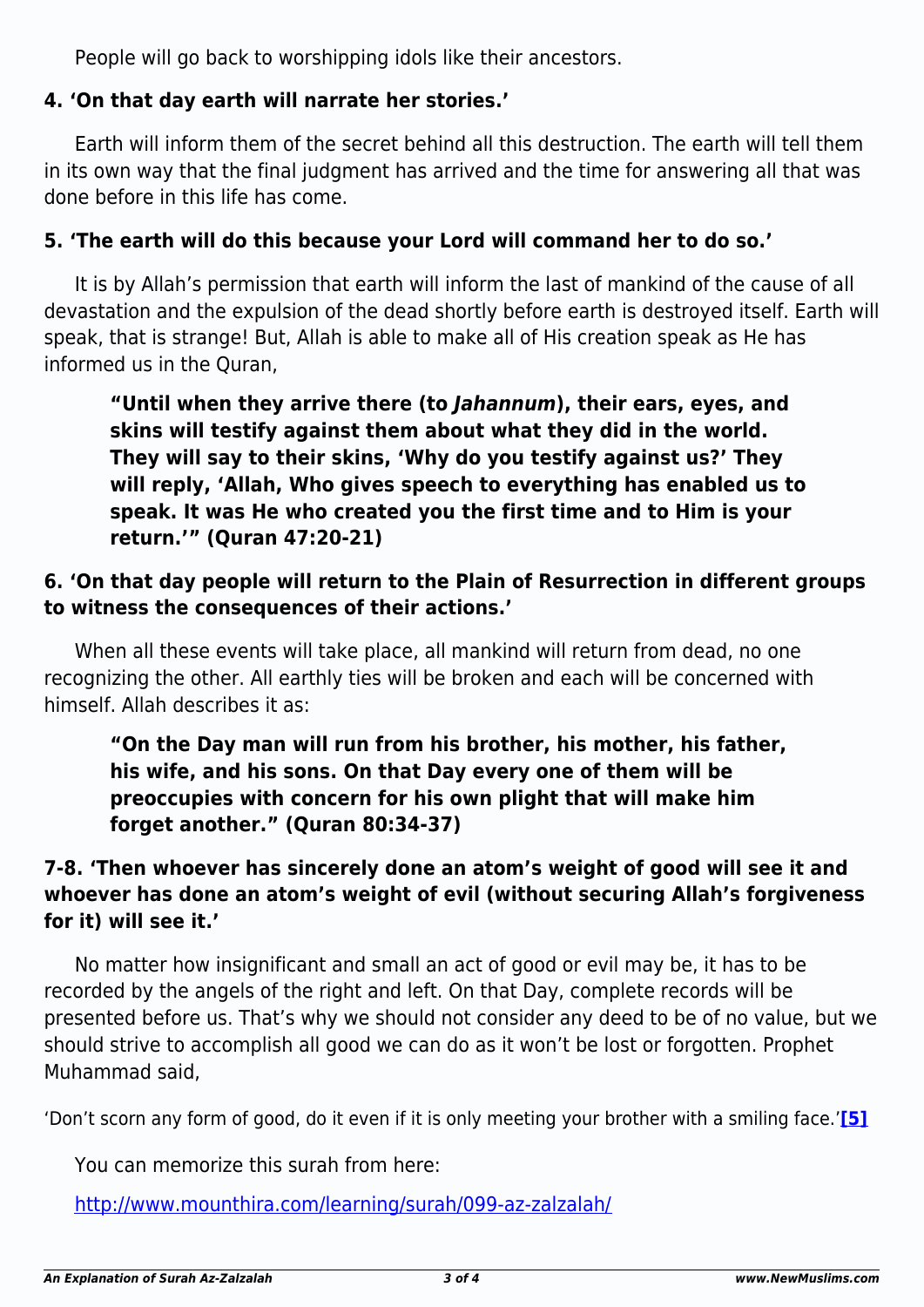People will go back to worshipping idols like their ancestors.

**4. 'On that day earth will narrate her stories.'**

Earth will inform them of the secret behind all this destruction. The earth will tell them in its own way that the final judgment has arrived and the time for answering all that was done before in this life has come.

**5. 'The earth will do this because your Lord will command her to do so.'**

It is by Allah's permission that earth will inform the last of mankind of the cause of all devastation and the expulsion of the dead shortly before earth is destroyed itself. Earth will speak, that is strange! But, Allah is able to make all of His creation speak as He has informed us in the Quran,

> **"Until when they arrive there (to *Jahannum*), their ears, eyes, and skins will testify against them about what they did in the world. They will say to their skins, 'Why do you testify against us?' They will reply, 'Allah, Who gives speech to everything has enabled us to speak. It was He who created you the first time and to Him is your return.'" (Quran 47:20-21)**

**6. 'On that day people will return to the Plain of Resurrection in different groups to witness the consequences of their actions.'**

When all these events will take place, all mankind will return from dead, no one recognizing the other. All earthly ties will be broken and each will be concerned with himself. Allah describes it as:

> **"On the Day man will run from his brother, his mother, his father, his wife, and his sons. On that Day every one of them will be preoccupies with concern for his own plight that will make him forget another." (Quran 80:34-37)**

**7-8. 'Then whoever has sincerely done an atom's weight of good will see it and whoever has done an atom's weight of evil (without securing Allah's forgiveness for it) will see it.'**

No matter how insignificant and small an act of good or evil may be, it has to be recorded by the angels of the right and left. On that Day, complete records will be presented before us. That's why we should not consider any deed to be of no value, but we should strive to accomplish all good we can do as it won't be lost or forgotten. Prophet Muhammad said,

'Don't scorn any form of good, do it even if it is only meeting your brother with a smiling face.'[5]

You can memorize this surah from here:

http://www.mounthira.com/learning/surah/099-az-zalzalah/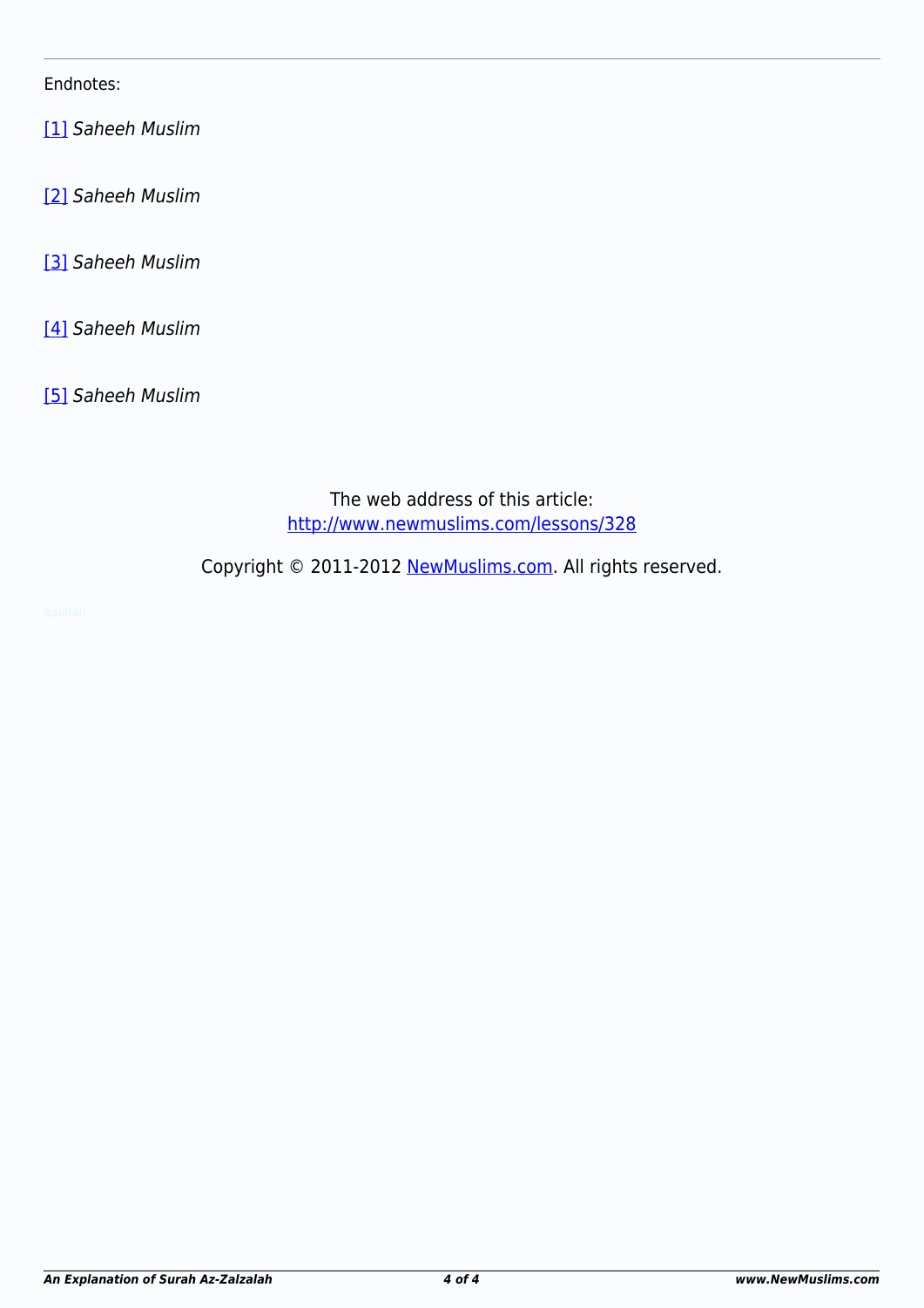Endnotes:

[1] *Saheeh Muslim*

[2] *Saheeh Muslim*

[3] *Saheeh Muslim*

[4] *Saheeh Muslim*

[5] *Saheeh Muslim*

The web address of this article:
http://www.newmuslims.com/lessons/328

Copyright © 2011-2012 NewMuslims.com. All rights reserved.

ajsultan